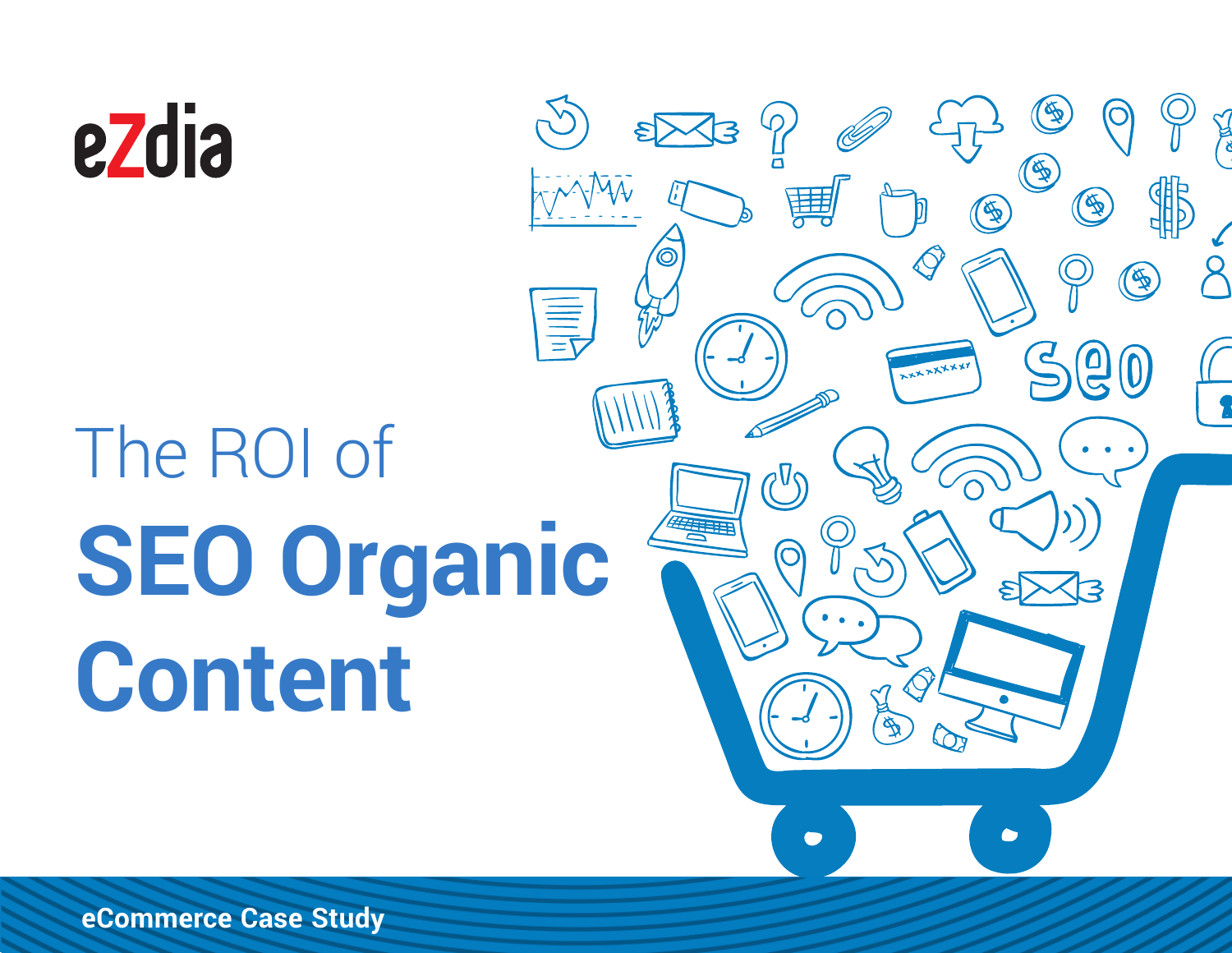eZdia

# The ROI of SEO Organic Content

eCommerce Case Study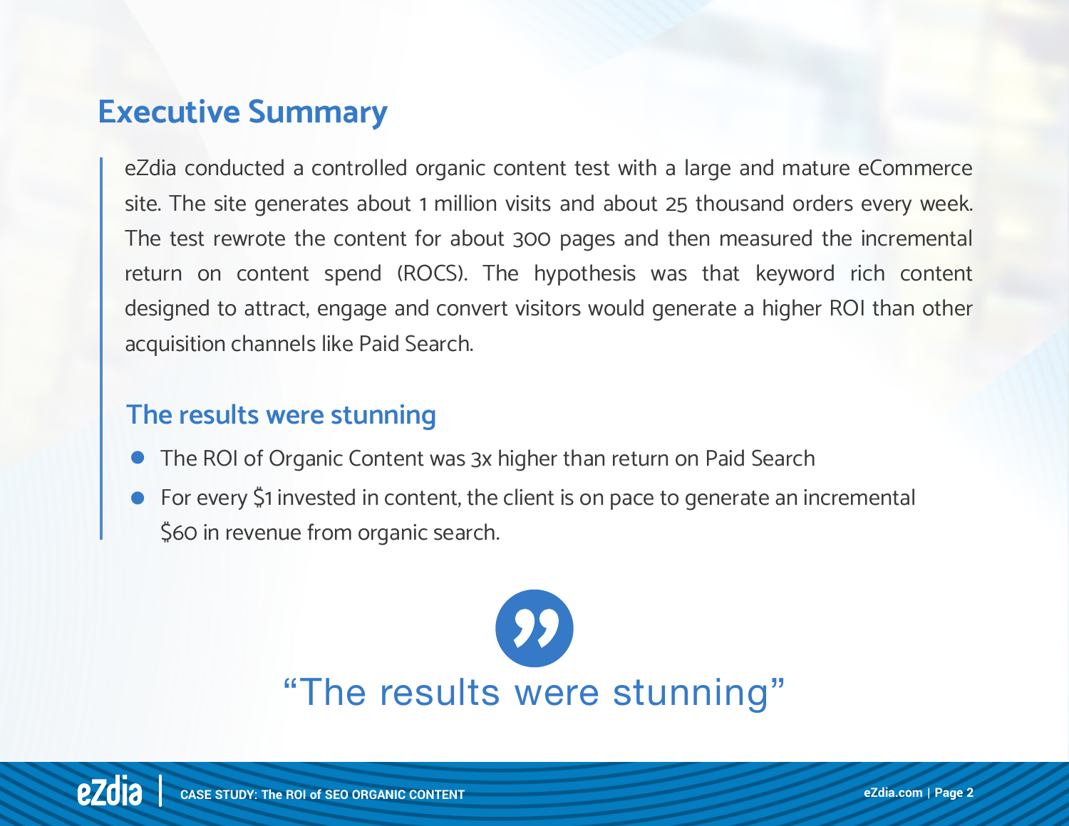## Executive Summary

eZdia conducted a controlled organic content test with a large and mature eCommerce site. The site generates about 1 million visits and about 25 thousand orders every week. The test rewrote the content for about 300 pages and then measured the incremental return on content spend (ROCS). The hypothesis was that keyword rich content designed to attract, engage and convert visitors would generate a higher ROI than other acquisition channels like Paid Search.

### The results were stunning

- The ROI of Organic Content was 3x higher than return on Paid Search
- For every $1 invested in content, the client is on pace to generate an incremental $60 in revenue from organic search.

"The results were stunning"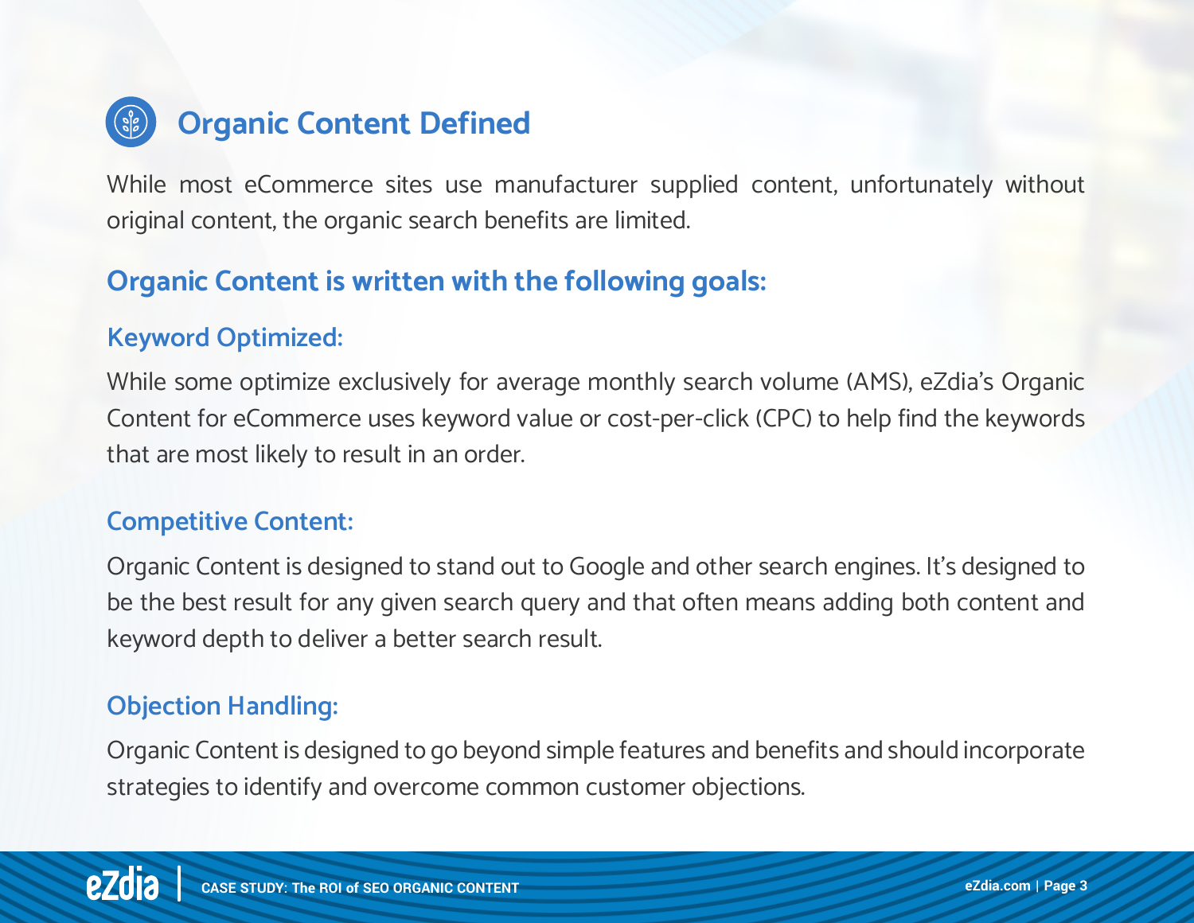# Organic Content Defined

While most eCommerce sites use manufacturer supplied content, unfortunately without original content, the organic search benefits are limited.

## Organic Content is written with the following goals:

### Keyword Optimized:

While some optimize exclusively for average monthly search volume (AMS), eZdia's Organic Content for eCommerce uses keyword value or cost-per-click (CPC) to help find the keywords that are most likely to result in an order.

### Competitive Content:

Organic Content is designed to stand out to Google and other search engines. It's designed to be the best result for any given search query and that often means adding both content and keyword depth to deliver a better search result.

### Objection Handling:

Organic Content is designed to go beyond simple features and benefits and should incorporate strategies to identify and overcome common customer objections.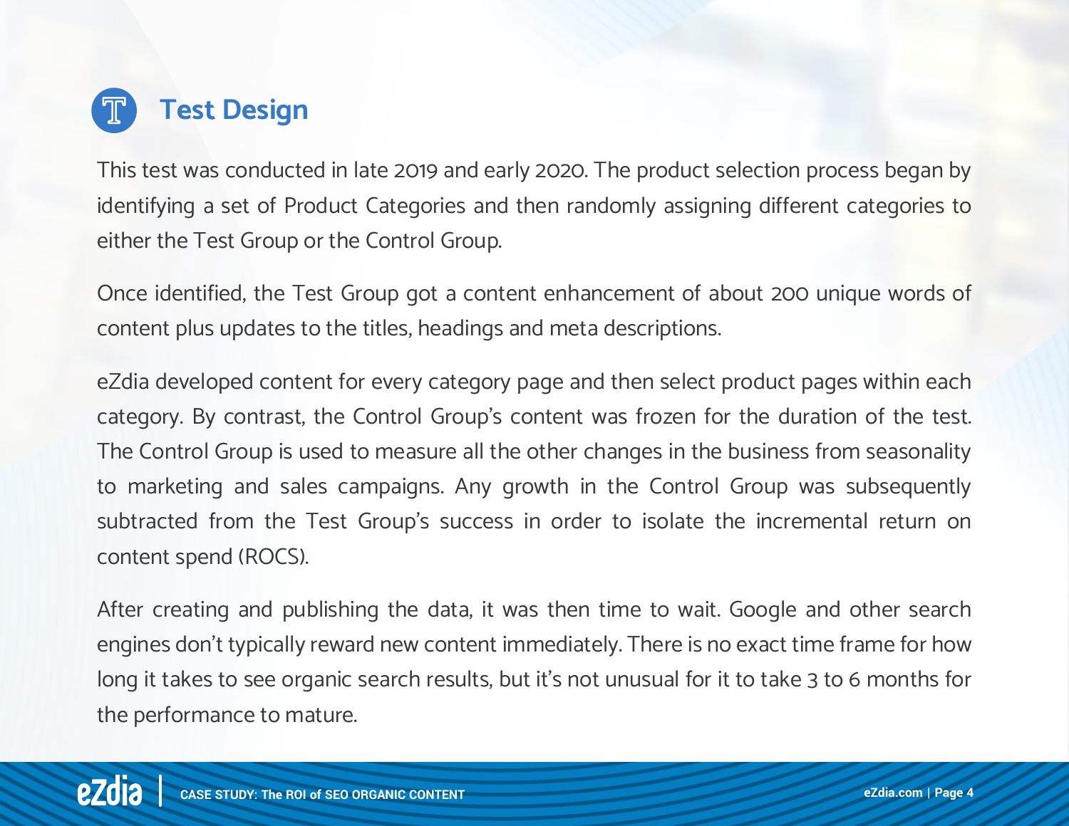## Test Design

This test was conducted in late 2019 and early 2020. The product selection process began by identifying a set of Product Categories and then randomly assigning different categories to either the Test Group or the Control Group.

Once identified, the Test Group got a content enhancement of about 200 unique words of content plus updates to the titles, headings and meta descriptions.

eZdia developed content for every category page and then select product pages within each category. By contrast, the Control Group's content was frozen for the duration of the test. The Control Group is used to measure all the other changes in the business from seasonality to marketing and sales campaigns. Any growth in the Control Group was subsequently subtracted from the Test Group's success in order to isolate the incremental return on content spend (ROCS).

After creating and publishing the data, it was then time to wait. Google and other search engines don't typically reward new content immediately. There is no exact time frame for how long it takes to see organic search results, but it's not unusual for it to take 3 to 6 months for the performance to mature.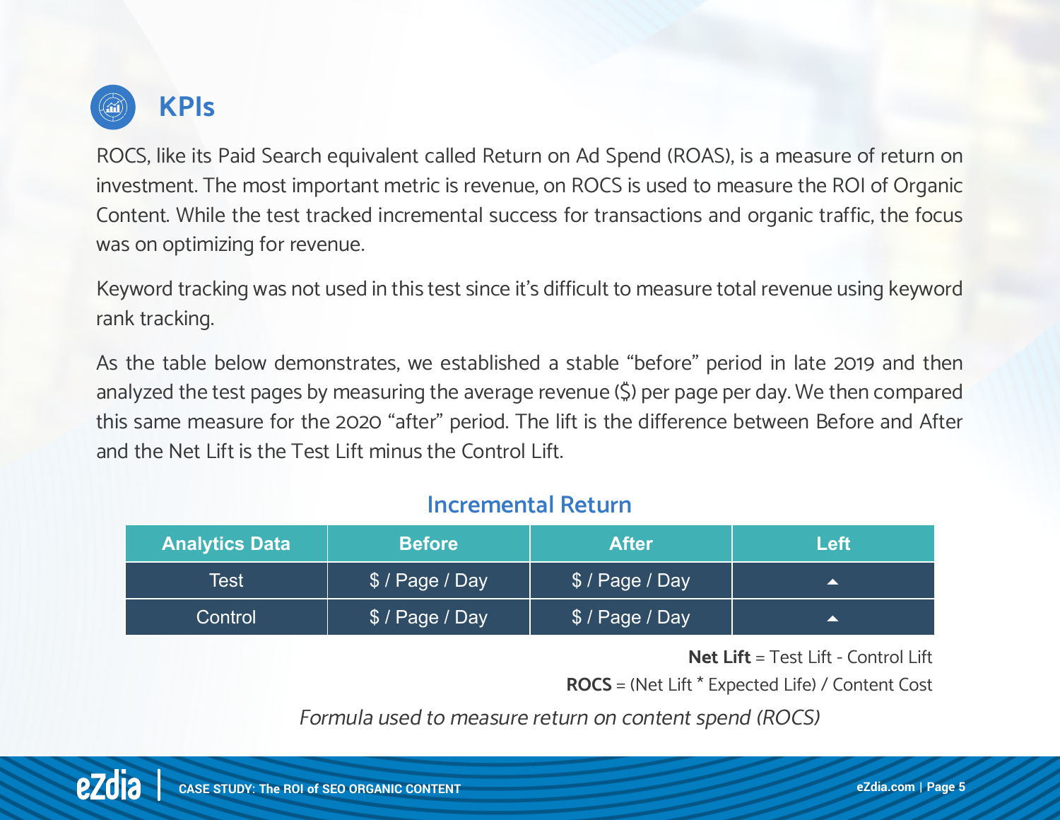## KPIs

ROCS, like its Paid Search equivalent called Return on Ad Spend (ROAS), is a measure of return on investment. The most important metric is revenue, on ROCS is used to measure the ROI of Organic Content. While the test tracked incremental success for transactions and organic traffic, the focus was on optimizing for revenue.

Keyword tracking was not used in this test since it's difficult to measure total revenue using keyword rank tracking.

As the table below demonstrates, we established a stable "before" period in late 2019 and then analyzed the test pages by measuring the average revenue ($) per page per day. We then compared this same measure for the 2020 "after" period. The lift is the difference between Before and After and the Net Lift is the Test Lift minus the Control Lift.

### Incremental Return

| Analytics Data | Before | After | Left |
|---|---|---|---|
| Test | $ / Page / Day | $ / Page / Day | ▲ |
| Control | $ / Page / Day | $ / Page / Day | ▲ |

**Net Lift** = Test Lift - Control Lift

**ROCS** = (Net Lift * Expected Life) / Content Cost

*Formula used to measure return on content spend (ROCS)*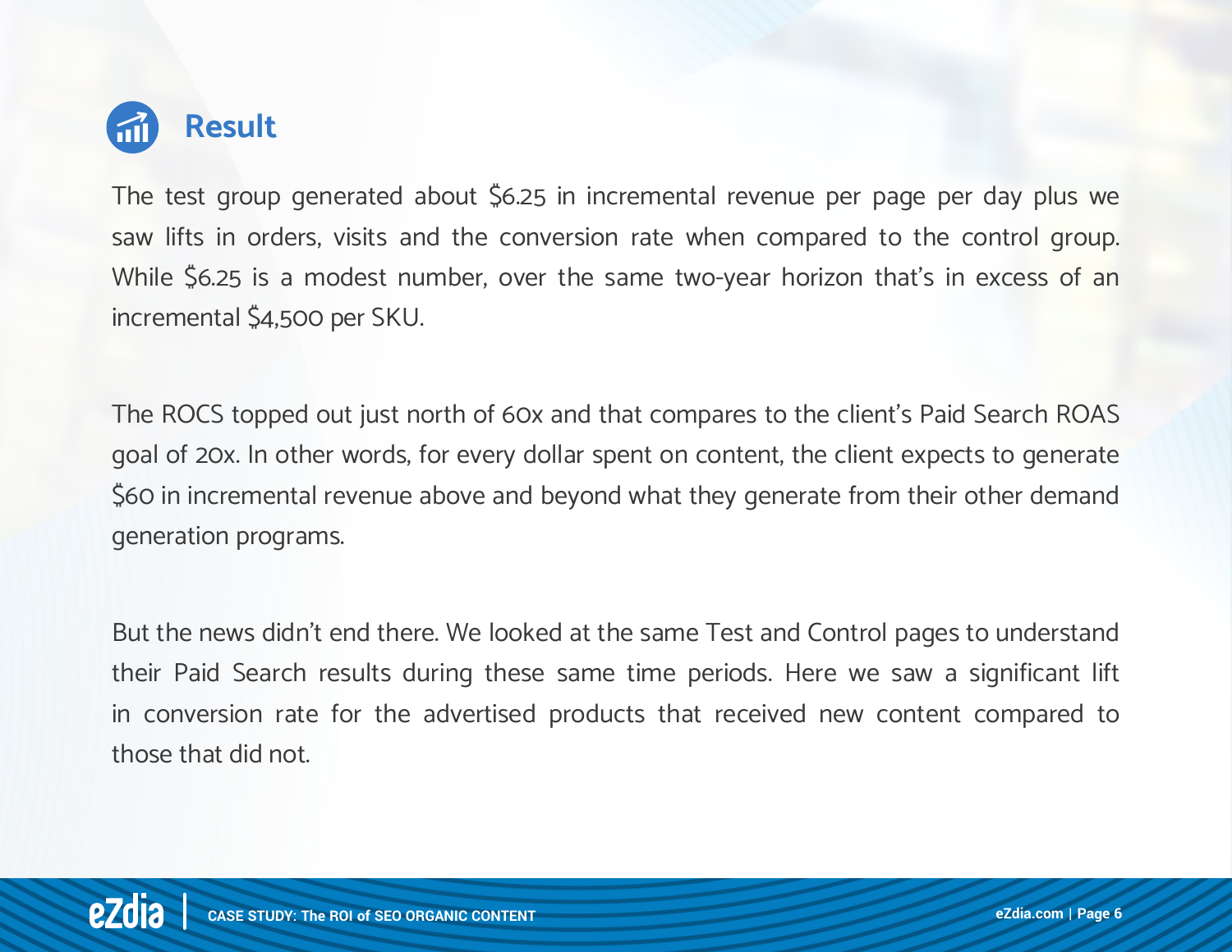## Result

The test group generated about $6.25 in incremental revenue per page per day plus we saw lifts in orders, visits and the conversion rate when compared to the control group. While $6.25 is a modest number, over the same two-year horizon that's in excess of an incremental $4,500 per SKU.

The ROCS topped out just north of 60x and that compares to the client's Paid Search ROAS goal of 20x. In other words, for every dollar spent on content, the client expects to generate $60 in incremental revenue above and beyond what they generate from their other demand generation programs.

But the news didn't end there. We looked at the same Test and Control pages to understand their Paid Search results during these same time periods. Here we saw a significant lift in conversion rate for the advertised products that received new content compared to those that did not.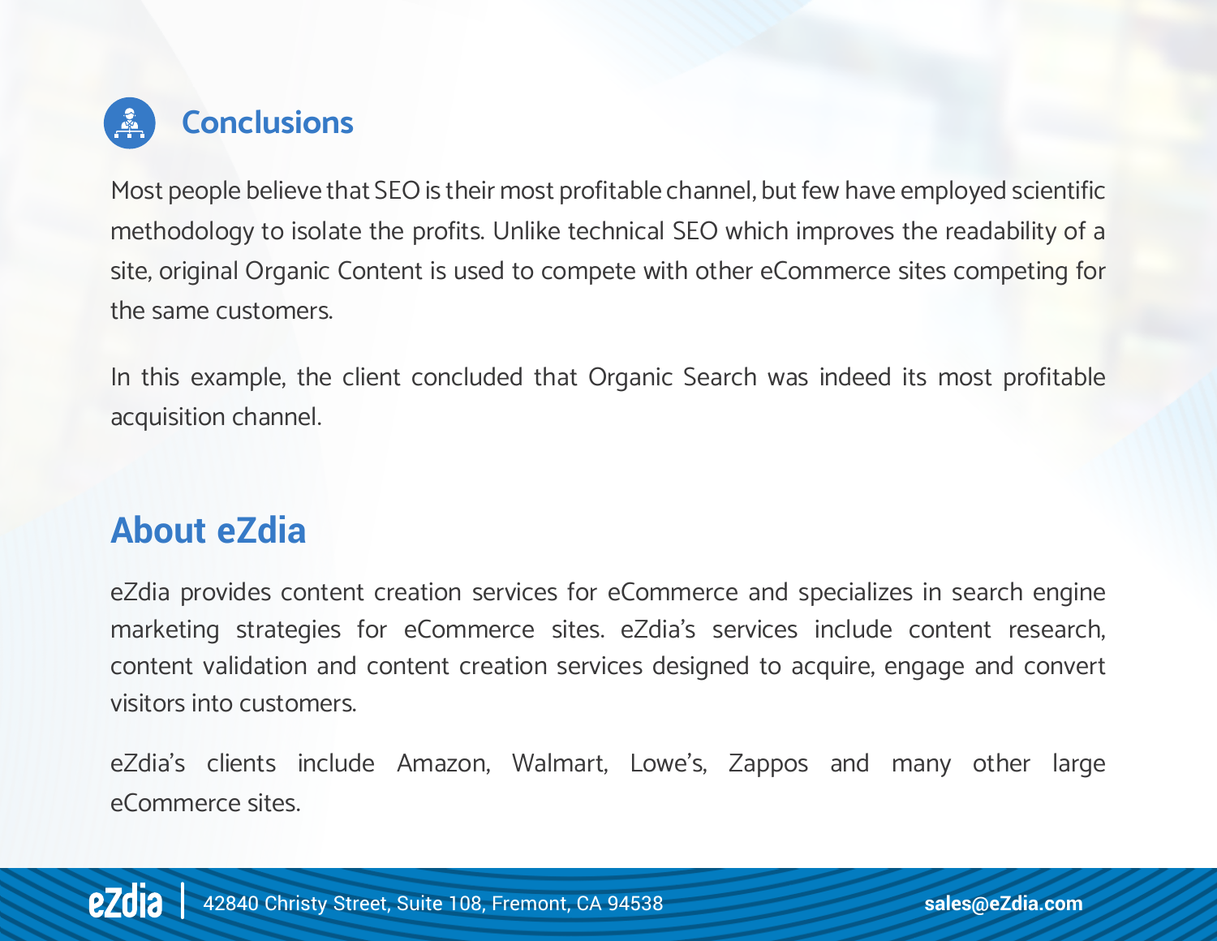## Conclusions

Most people believe that SEO is their most profitable channel, but few have employed scientific methodology to isolate the profits. Unlike technical SEO which improves the readability of a site, original Organic Content is used to compete with other eCommerce sites competing for the same customers.

In this example, the client concluded that Organic Search was indeed its most profitable acquisition channel.

## About eZdia

eZdia provides content creation services for eCommerce and specializes in search engine marketing strategies for eCommerce sites. eZdia's services include content research, content validation and content creation services designed to acquire, engage and convert visitors into customers.

eZdia's clients include Amazon, Walmart, Lowe's, Zappos and many other large eCommerce sites.

eZdia | 42840 Christy Street, Suite 108, Fremont, CA 94538 sales@eZdia.com